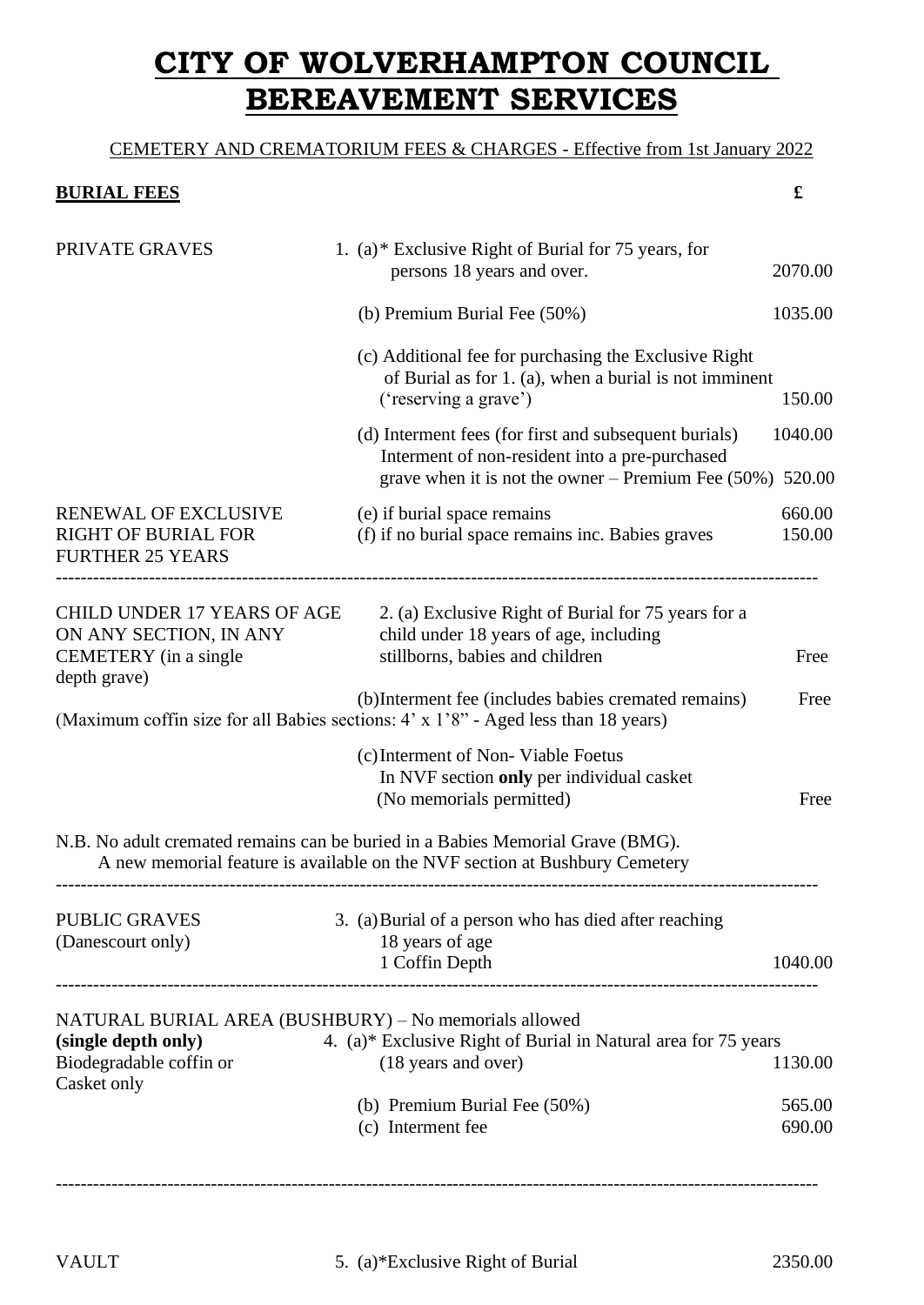# CITY OF WOLVERHAMPTON COUNCIL
# BEREAVEMENT SERVICES

CEMETERY AND CREMATORIUM FEES & CHARGES - Effective from 1st January 2022

**BURIAL FEES** £

| | | £ |
|---|---|---|
| PRIVATE GRAVES | 1. (a)* Exclusive Right of Burial for 75 years, for persons 18 years and over. | 2070.00 |
| | (b) Premium Burial Fee (50%) | 1035.00 |
| | (c) Additional fee for purchasing the Exclusive Right of Burial as for 1. (a), when a burial is not imminent ('reserving a grave') | 150.00 |
| | (d) Interment fees (for first and subsequent burials) | 1040.00 |
| | Interment of non-resident into a pre-purchased grave when it is not the owner – Premium Fee (50%) | 520.00 |
| RENEWAL OF EXCLUSIVE RIGHT OF BURIAL FOR FURTHER 25 YEARS | (e) if burial space remains | 660.00 |
| | (f) if no burial space remains inc. Babies graves | 150.00 |

---

| | | |
|---|---|---|
| CHILD UNDER 17 YEARS OF AGE ON ANY SECTION, IN ANY CEMETERY (in a single depth grave) | 2. (a) Exclusive Right of Burial for 75 years for a child under 18 years of age, including stillborns, babies and children | Free |
| | (b) Interment fee (includes babies cremated remains) | Free |

(Maximum coffin size for all Babies sections: 4' x 1'8" - Aged less than 18 years)

| | | |
|---|---|---|
| | (c) Interment of Non- Viable Foetus In NVF section **only** per individual casket (No memorials permitted) | Free |

N.B. No adult cremated remains can be buried in a Babies Memorial Grave (BMG).
A new memorial feature is available on the NVF section at Bushbury Cemetery

---

| | | |
|---|---|---|
| PUBLIC GRAVES (Danescourt only) | 3. (a) Burial of a person who has died after reaching 18 years of age 1 Coffin Depth | 1040.00 |

---

NATURAL BURIAL AREA (BUSHBURY) – No memorials allowed

| | | |
|---|---|---|
| **(single depth only)** Biodegradable coffin or Casket only | 4. (a)* Exclusive Right of Burial in Natural area for 75 years (18 years and over) | 1130.00 |
| | (b) Premium Burial Fee (50%) | 565.00 |
| | (c) Interment fee | 690.00 |

---

| | | |
|---|---|---|
| VAULT | 5. (a)*Exclusive Right of Burial | 2350.00 |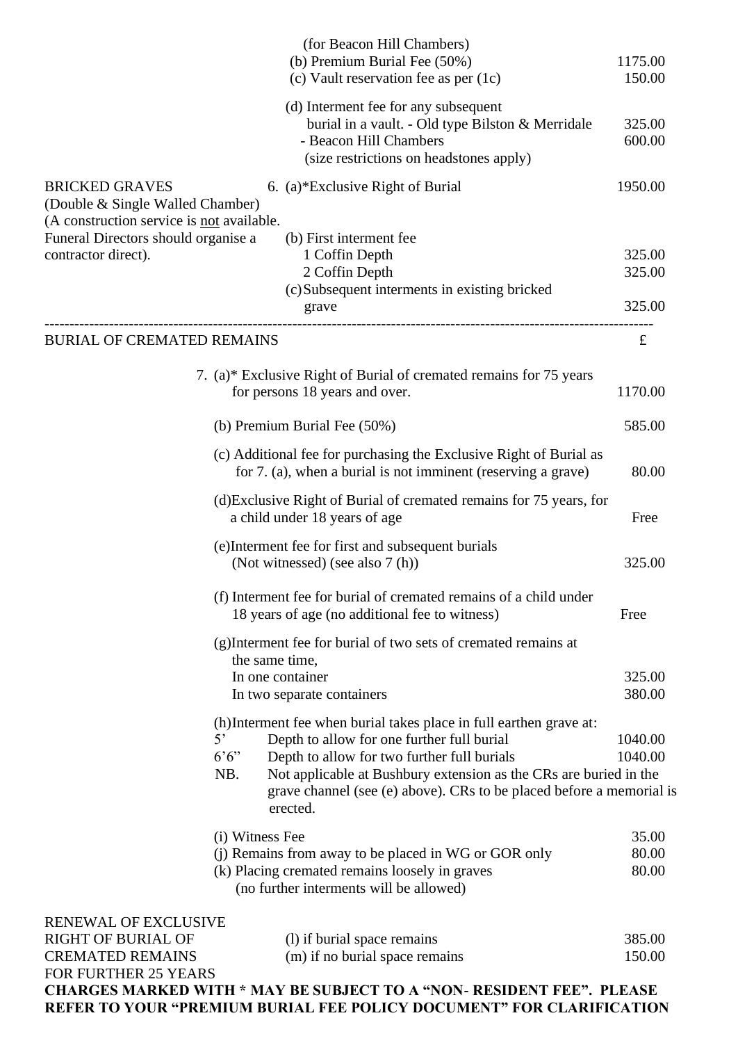| | | |
|---|---|---|
| | (for Beacon Hill Chambers) | |
| | (b) Premium Burial Fee (50%) | 1175.00 |
| | (c) Vault reservation fee as per (1c) | 150.00 |
| | (d) Interment fee for any subsequent burial in a vault. - Old type Bilston & Merridale | 325.00 |
| | - Beacon Hill Chambers | 600.00 |
| | (size restrictions on headstones apply) | |
| BRICKED GRAVES (Double & Single Walled Chamber) | 6. (a)*Exclusive Right of Burial | 1950.00 |
| (A construction service is not available. Funeral Directors should organise a contractor direct). | (b) First interment fee | |
| | 1 Coffin Depth | 325.00 |
| | 2 Coffin Depth | 325.00 |
| | (c) Subsequent interments in existing bricked grave | 325.00 |

---

## BURIAL OF CREMATED REMAINS

| | | £ |
|---|---|---|
| 7. | (a)* Exclusive Right of Burial of cremated remains for 75 years for persons 18 years and over. | 1170.00 |
| | (b) Premium Burial Fee (50%) | 585.00 |
| | (c) Additional fee for purchasing the Exclusive Right of Burial as for 7. (a), when a burial is not imminent (reserving a grave) | 80.00 |
| | (d) Exclusive Right of Burial of cremated remains for 75 years, for a child under 18 years of age | Free |
| | (e) Interment fee for first and subsequent burials (Not witnessed) (see also 7 (h)) | 325.00 |
| | (f) Interment fee for burial of cremated remains of a child under 18 years of age (no additional fee to witness) | Free |
| | (g) Interment fee for burial of two sets of cremated remains at the same time, | |
| | In one container | 325.00 |
| | In two separate containers | 380.00 |
| | (h) Interment fee when burial takes place in full earthen grave at: | |
| | 5' Depth to allow for one further full burial | 1040.00 |
| | 6'6" Depth to allow for two further full burials | 1040.00 |
| | NB. Not applicable at Bushbury extension as the CRs are buried in the grave channel (see (e) above). CRs to be placed before a memorial is erected. | |
| | (i) Witness Fee | 35.00 |
| | (j) Remains from away to be placed in WG or GOR only | 80.00 |
| | (k) Placing cremated remains loosely in graves (no further interments will be allowed) | 80.00 |
| RENEWAL OF EXCLUSIVE RIGHT OF BURIAL OF CREMATED REMAINS FOR FURTHER 25 YEARS | (l) if burial space remains | 385.00 |
| | (m) if no burial space remains | 150.00 |

**CHARGES MARKED WITH * MAY BE SUBJECT TO A "NON- RESIDENT FEE". PLEASE REFER TO YOUR "PREMIUM BURIAL FEE POLICY DOCUMENT" FOR CLARIFICATION**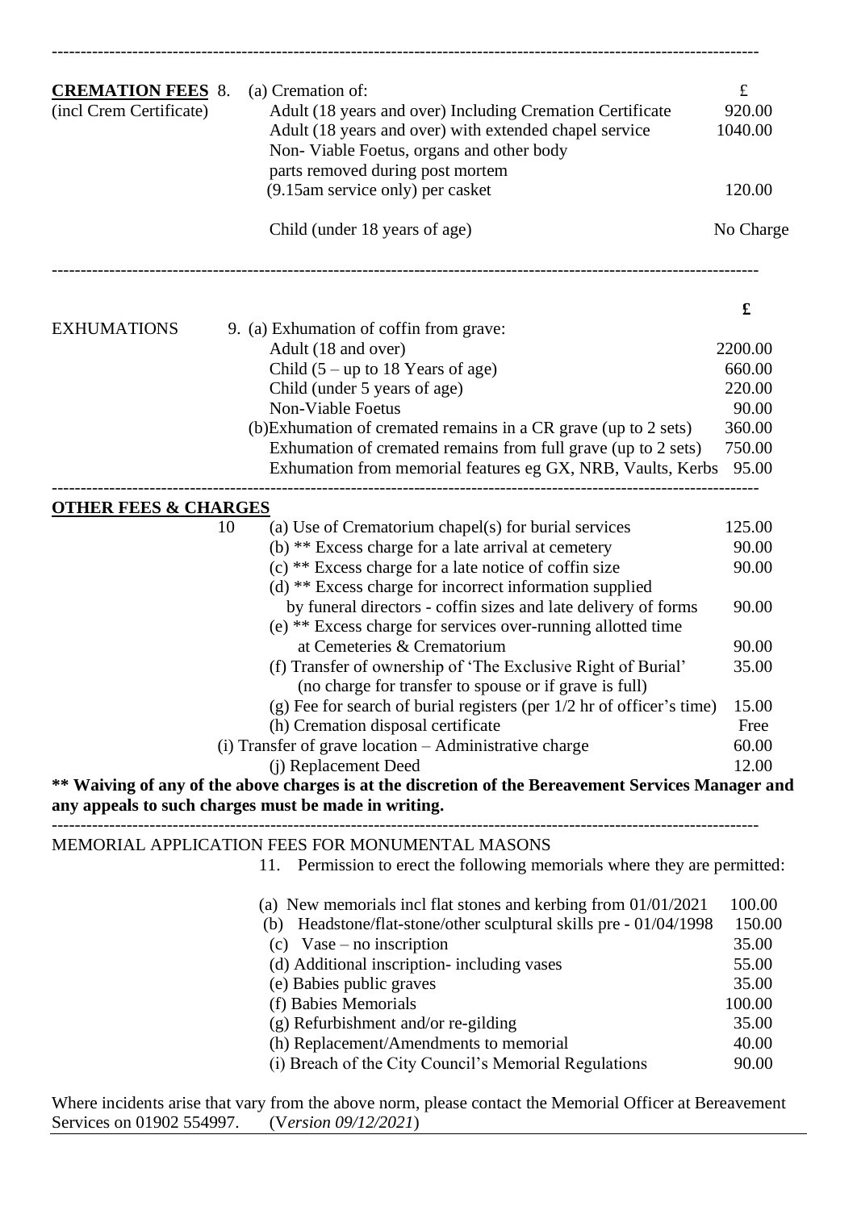---

| | | | |
|---|---|---|---|
| **CREMATION FEES** 8. (incl Crem Certificate) | (a) Cremation of: | | £ |
| | Adult (18 years and over) Including Cremation Certificate | | 920.00 |
| | Adult (18 years and over) with extended chapel service | | 1040.00 |
| | Non- Viable Foetus, organs and other body parts removed during post mortem (9.15am service only) per casket | | 120.00 |
| | Child (under 18 years of age) | | No Charge |

---

| | | |
|---|---|---|
| | | **£** |
| EXHUMATIONS | 9. (a) Exhumation of coffin from grave: | |
| | Adult (18 and over) | 2200.00 |
| | Child (5 – up to 18 Years of age) | 660.00 |
| | Child (under 5 years of age) | 220.00 |
| | Non-Viable Foetus | 90.00 |
| | (b)Exhumation of cremated remains in a CR grave (up to 2 sets) | 360.00 |
| | Exhumation of cremated remains from full grave (up to 2 sets) | 750.00 |
| | Exhumation from memorial features eg GX, NRB, Vaults, Kerbs | 95.00 |

---

**OTHER FEES & CHARGES**

| | | |
|---|---|---|
| 10 | (a) Use of Crematorium chapel(s) for burial services | 125.00 |
| | (b) ** Excess charge for a late arrival at cemetery | 90.00 |
| | (c) ** Excess charge for a late notice of coffin size | 90.00 |
| | (d) ** Excess charge for incorrect information supplied by funeral directors - coffin sizes and late delivery of forms | 90.00 |
| | (e) ** Excess charge for services over-running allotted time at Cemeteries & Crematorium | 90.00 |
| | (f) Transfer of ownership of 'The Exclusive Right of Burial' (no charge for transfer to spouse or if grave is full) | 35.00 |
| | (g) Fee for search of burial registers (per 1/2 hr of officer's time) | 15.00 |
| | (h) Cremation disposal certificate | Free |
| | (i) Transfer of grave location – Administrative charge | 60.00 |
| | (j) Replacement Deed | 12.00 |

**** Waiving of any of the above charges is at the discretion of the Bereavement Services Manager and any appeals to such charges must be made in writing.**

---

MEMORIAL APPLICATION FEES FOR MONUMENTAL MASONS

11. Permission to erect the following memorials where they are permitted:

| | |
|---|---|
| (a) New memorials incl flat stones and kerbing from 01/01/2021 | 100.00 |
| (b) Headstone/flat-stone/other sculptural skills pre - 01/04/1998 | 150.00 |
| (c) Vase – no inscription | 35.00 |
| (d) Additional inscription- including vases | 55.00 |
| (e) Babies public graves | 35.00 |
| (f) Babies Memorials | 100.00 |
| (g) Refurbishment and/or re-gilding | 35.00 |
| (h) Replacement/Amendments to memorial | 40.00 |
| (i) Breach of the City Council's Memorial Regulations | 90.00 |

Where incidents arise that vary from the above norm, please contact the Memorial Officer at Bereavement Services on 01902 554997. (V*ersion 09/12/2021*)